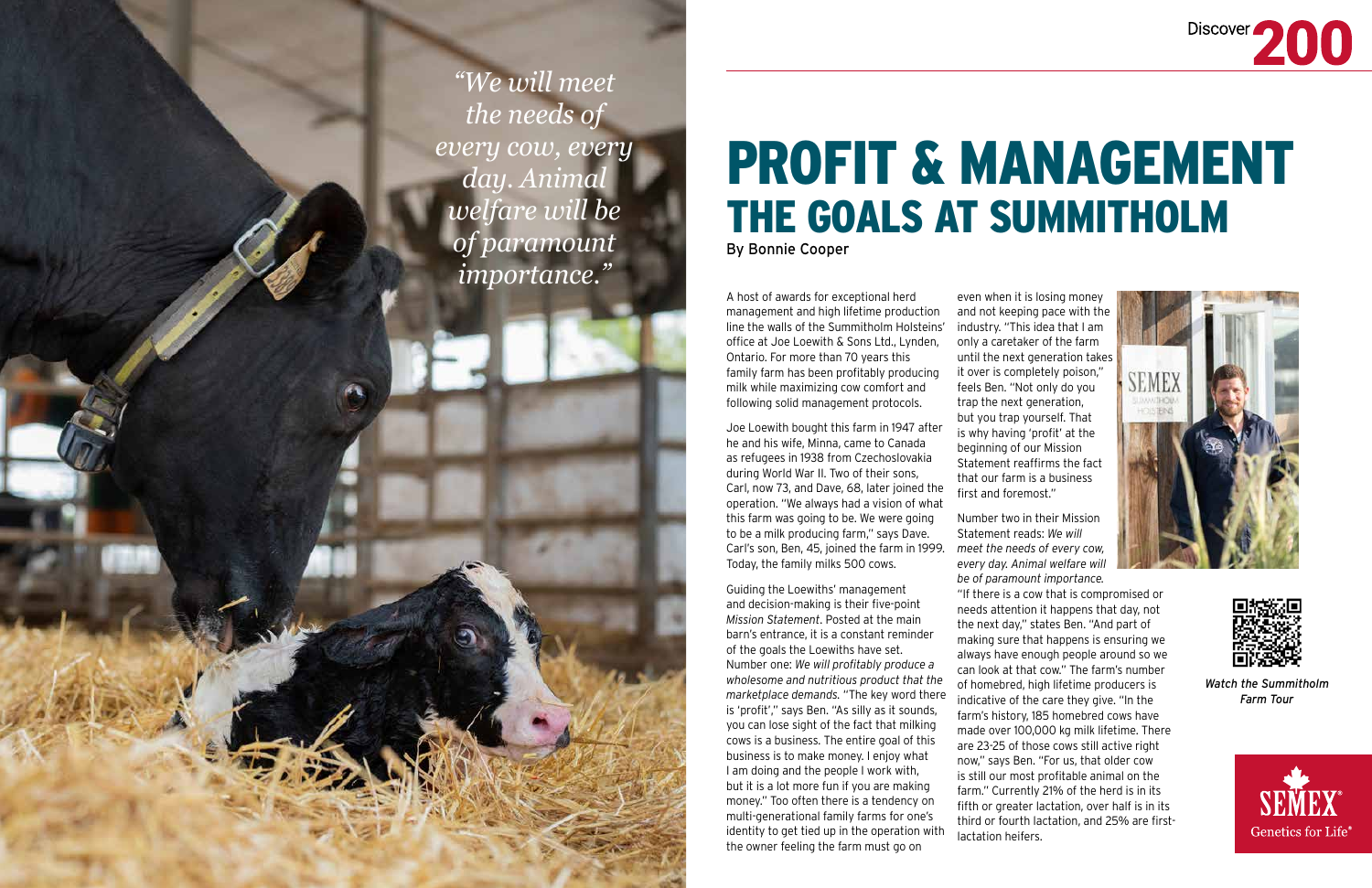*"We will meet the needs of every cow, every day. Animal welfare will be of paramount importance."*

# PROFIT & MANAGEMENT
## THE GOALS AT SUMMITHOLM

By Bonnie Cooper

A host of awards for exceptional herd management and high lifetime production line the walls of the Summitholm Holsteins' office at Joe Loewith & Sons Ltd., Lynden, Ontario. For more than 70 years this family farm has been profitably producing milk while maximizing cow comfort and following solid management protocols.

Joe Loewith bought this farm in 1947 after he and his wife, Minna, came to Canada as refugees in 1938 from Czechoslovakia during World War II. Two of their sons, Carl, now 73, and Dave, 68, later joined the operation. "We always had a vision of what this farm was going to be. We were going to be a milk producing farm," says Dave. Carl's son, Ben, 45, joined the farm in 1999. Today, the family milks 500 cows.

Guiding the Loewiths' management and decision-making is their five-point *Mission Statement*. Posted at the main barn's entrance, it is a constant reminder of the goals the Loewiths have set. Number one: *We will profitably produce a wholesome and nutritious product that the marketplace demands.* "The key word there is 'profit'," says Ben. "As silly as it sounds, you can lose sight of the fact that milking cows is a business. The entire goal of this business is to make money. I enjoy what I am doing and the people I work with, but it is a lot more fun if you are making money." Too often there is a tendency on multi-generational family farms for one's identity to get tied up in the operation with the owner feeling the farm must go on even when it is losing money and not keeping pace with the industry. "This idea that I am only a caretaker of the farm until the next generation takes it over is completely poison," feels Ben. "Not only do you trap the next generation, but you trap yourself. That is why having 'profit' at the beginning of our Mission Statement reaffirms the fact that our farm is a business first and foremost."

Number two in their Mission Statement reads: *We will meet the needs of every cow, every day. Animal welfare will be of paramount importance.* "If there is a cow that is compromised or needs attention it happens that day, not the next day," states Ben. "And part of making sure that happens is ensuring we always have enough people around so we can look at that cow." The farm's number of homebred, high lifetime producers is indicative of the care they give. "In the farm's history, 185 homebred cows have made over 100,000 kg milk lifetime. There are 23-25 of those cows still active right now," says Ben. "For us, that older cow is still our most profitable animal on the farm." Currently 21% of the herd is in its fifth or greater lactation, over half is in its third or fourth lactation, and 25% are first-lactation heifers.

*Watch the Summitholm Farm Tour*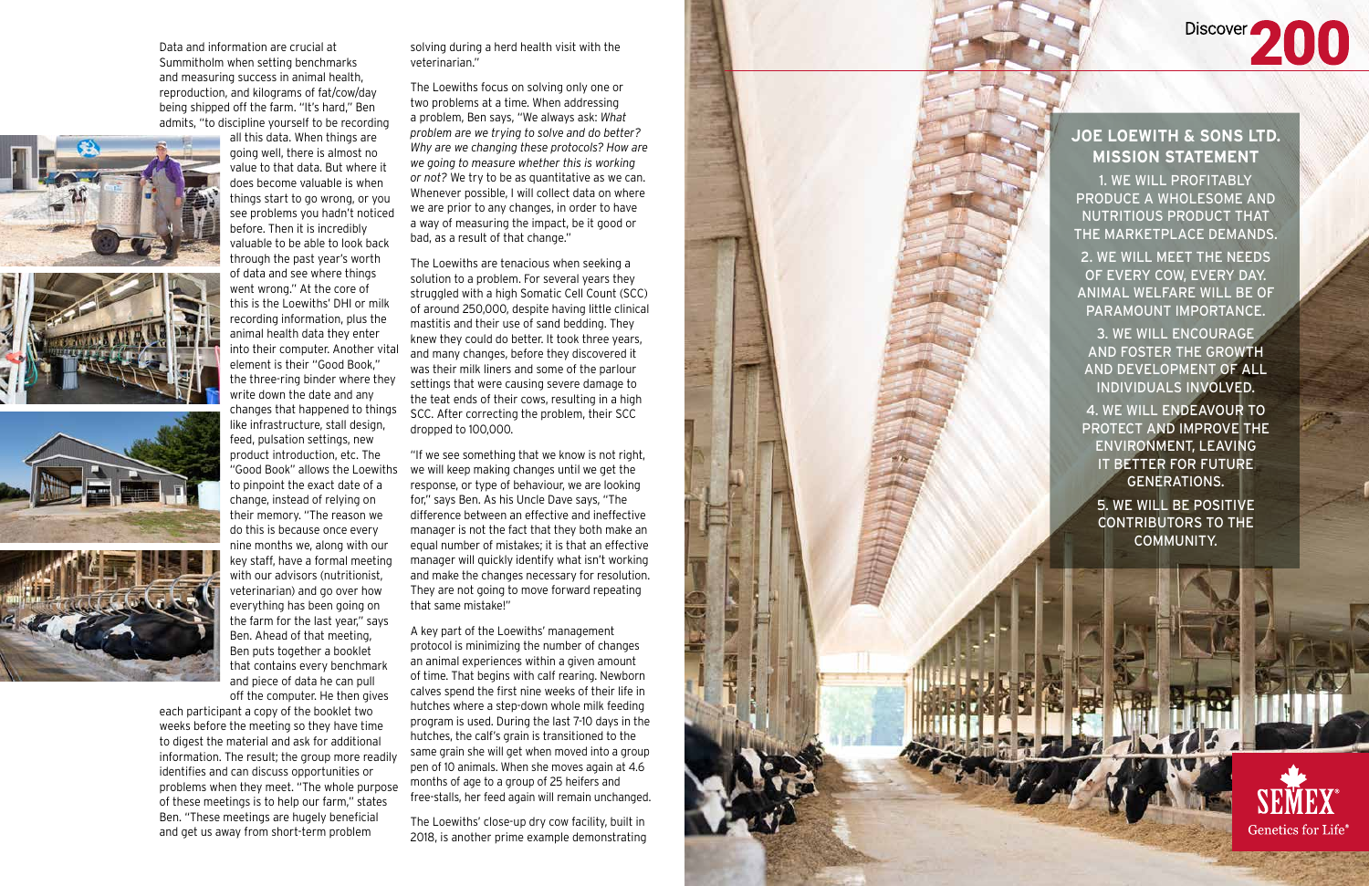Data and information are crucial at Summitholm when setting benchmarks and measuring success in animal health, reproduction, and kilograms of fat/cow/day being shipped off the farm. "It's hard," Ben admits, "to discipline yourself to be recording all this data. When things are going well, there is almost no value to that data. But where it does become valuable is when things start to go wrong, or you see problems you hadn't noticed before. Then it is incredibly valuable to be able to look back through the past year's worth of data and see where things went wrong." At the core of this is the Loewiths' DHI or milk recording information, plus the animal health data they enter into their computer. Another vital element is their "Good Book," the three-ring binder where they write down the date and any changes that happened to things like infrastructure, stall design, feed, pulsation settings, new product introduction, etc. The "Good Book" allows the Loewiths to pinpoint the exact date of a change, instead of relying on their memory. "The reason we do this is because once every nine months we, along with our key staff, have a formal meeting with our advisors (nutritionist, veterinarian) and go over how everything has been going on the farm for the last year," says Ben. Ahead of that meeting, Ben puts together a booklet that contains every benchmark and piece of data he can pull off the computer. He then gives each participant a copy of the booklet two weeks before the meeting so they have time to digest the material and ask for additional information. The result; the group more readily identifies and can discuss opportunities or problems when they meet. "The whole purpose of these meetings is to help our farm," states Ben. "These meetings are hugely beneficial and get us away from short-term problem solving during a herd health visit with the veterinarian."

The Loewiths focus on solving only one or two problems at a time. When addressing a problem, Ben says, "We always ask: *What problem are we trying to solve and do better? Why are we changing these protocols? How are we going to measure whether this is working or not?* We try to be as quantitative as we can. Whenever possible, I will collect data on where we are prior to any changes, in order to have a way of measuring the impact, be it good or bad, as a result of that change."

The Loewiths are tenacious when seeking a solution to a problem. For several years they struggled with a high Somatic Cell Count (SCC) of around 250,000, despite having little clinical mastitis and their use of sand bedding. They knew they could do better. It took three years, and many changes, before they discovered it was their milk liners and some of the parlour settings that were causing severe damage to the teat ends of their cows, resulting in a high SCC. After correcting the problem, their SCC dropped to 100,000.

"If we see something that we know is not right, we will keep making changes until we get the response, or type of behaviour, we are looking for," says Ben. As his Uncle Dave says, "The difference between an effective and ineffective manager is not the fact that they both make an equal number of mistakes; it is that an effective manager will quickly identify what isn't working and make the changes necessary for resolution. They are not going to move forward repeating that same mistake!"

A key part of the Loewiths' management protocol is minimizing the number of changes an animal experiences within a given amount of time. That begins with calf rearing. Newborn calves spend the first nine weeks of their life in hutches where a step-down whole milk feeding program is used. During the last 7-10 days in the hutches, the calf's grain is transitioned to the same grain she will get when moved into a group pen of 10 animals. When she moves again at 4.6 months of age to a group of 25 heifers and free-stalls, her feed again will remain unchanged.

The Loewiths' close-up dry cow facility, built in 2018, is another prime example demonstrating

## JOE LOEWITH & SONS LTD. MISSION STATEMENT

1. WE WILL PROFITABLY PRODUCE A WHOLESOME AND NUTRITIOUS PRODUCT THAT THE MARKETPLACE DEMANDS.
2. WE WILL MEET THE NEEDS OF EVERY COW, EVERY DAY. ANIMAL WELFARE WILL BE OF PARAMOUNT IMPORTANCE.
3. WE WILL ENCOURAGE AND FOSTER THE GROWTH AND DEVELOPMENT OF ALL INDIVIDUALS INVOLVED.
4. WE WILL ENDEAVOUR TO PROTECT AND IMPROVE THE ENVIRONMENT, LEAVING IT BETTER FOR FUTURE GENERATIONS.
5. WE WILL BE POSITIVE CONTRIBUTORS TO THE COMMUNITY.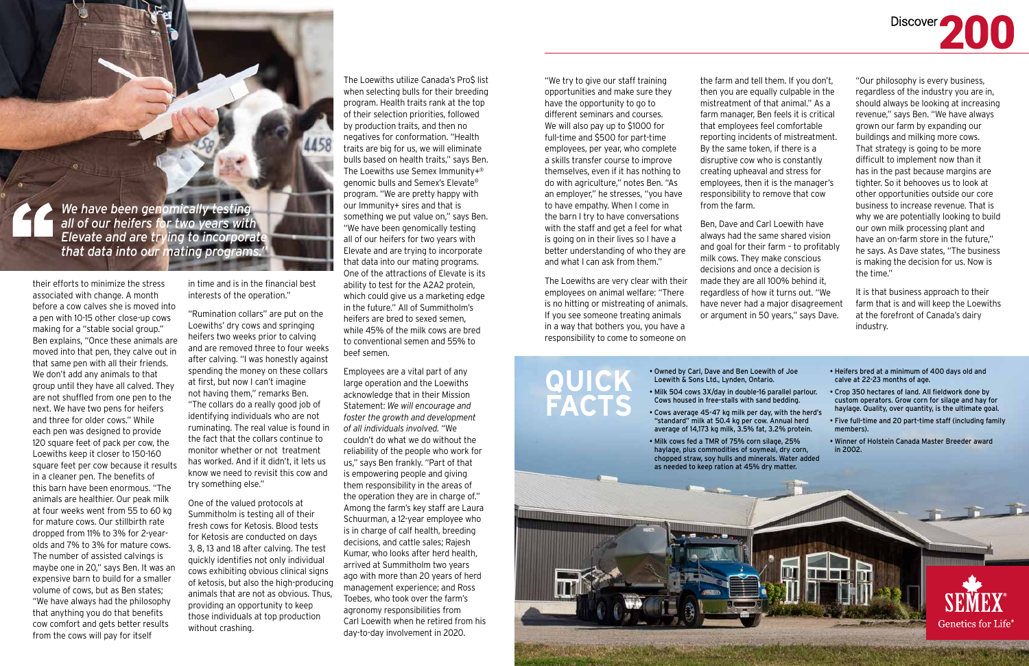> *We have been genomically testing all of our heifers for two years with Elevate and are trying to incorporate that data into our mating programs."*

their efforts to minimize the stress associated with change. A month before a cow calves she is moved into a pen with 10-15 other close-up cows making for a "stable social group." Ben explains, "Once these animals are moved into that pen, they calve out in that same pen with all their friends. We don't add any animals to that group until they have all calved. They are not shuffled from one pen to the next. We have two pens for heifers and three for older cows." While each pen was designed to provide 120 square feet of pack per cow, the Loewiths keep it closer to 150-160 square feet per cow because it results in a cleaner pen. The benefits of this barn have been enormous. "The animals are healthier. Our peak milk at four weeks went from 55 to 60 kg for mature cows. Our stillbirth rate dropped from 11% to 3% for 2-year-olds and 7% to 3% for mature cows. The number of assisted calvings is maybe one in 20," says Ben. It was an expensive barn to build for a smaller volume of cows, but as Ben states; "We have always had the philosophy that anything you do that benefits cow comfort and gets better results from the cows will pay for itself in time and is in the financial best interests of the operation."

"Rumination collars" are put on the Loewiths' dry cows and springing heifers two weeks prior to calving and are removed three to four weeks after calving. "I was honestly against spending the money on these collars at first, but now I can't imagine not having them," remarks Ben. "The collars do a really good job of identifying individuals who are not ruminating. The real value is found in the fact that the collars continue to monitor whether or not treatment has worked. And if it didn't, it lets us know we need to revisit this cow and try something else."

One of the valued protocols at Summitholm is testing all of their fresh cows for Ketosis. Blood tests for Ketosis are conducted on days 3, 8, 13 and 18 after calving. The test quickly identifies not only individual cows exhibiting obvious clinical signs of ketosis, but also the high-producing animals that are not as obvious. Thus, providing an opportunity to keep those individuals at top production without crashing.

The Loewiths utilize Canada's Pro$ list when selecting bulls for their breeding program. Health traits rank at the top of their selection priorities, followed by production traits, and then no negatives for conformation. "Health traits are big for us, we will eliminate bulls based on health traits," says Ben. The Loewiths use Semex Immunity+® genomic bulls and Semex's Elevate® program. "We are pretty happy with our Immunity+ sires and that is something we put value on," says Ben. "We have been genomically testing all of our heifers for two years with Elevate and are trying to incorporate that data into our mating programs. One of the attractions of Elevate is its ability to test for the A2A2 protein, which could give us a marketing edge in the future." All of Summitholm's heifers are bred to sexed semen, while 45% of the milk cows are bred to conventional semen and 55% to beef semen.

Employees are a vital part of any large operation and the Loewiths acknowledge that in their Mission Statement: *We will encourage and foster the growth and development of all individuals involved.* "We couldn't do what we do without the reliability of the people who work for us," says Ben frankly. "Part of that is empowering people and giving them responsibility in the areas of the operation they are in charge of." Among the farm's key staff are Laura Schuurman, a 12-year employee who is in charge of calf health, breeding decisions, and cattle sales; Rajesh Kumar, who looks after herd health, arrived at Summitholm two years ago with more than 20 years of herd management experience; and Ross Toebes, who took over the farm's agronomy responsibilities from Carl Loewith when he retired from his day-to-day involvement in 2020.

"We try to give our staff training opportunities and make sure they have the opportunity to go to different seminars and courses. We will also pay up to $1000 for full-time and $500 for part-time employees, per year, who complete a skills transfer course to improve themselves, even if it has nothing to do with agriculture," notes Ben. "As an employer," he stresses, "you have to have empathy. When I come in the barn I try to have conversations with the staff and get a feel for what is going on in their lives so I have a better understanding of who they are and what I can ask from them."

The Loewiths are very clear with their employees on animal welfare: "There is no hitting or mistreating of animals. If you see someone treating animals in a way that bothers you, you have a responsibility to come to someone on the farm and tell them. If you don't, then you are equally culpable in the mistreatment of that animal." As a farm manager, Ben feels it is critical that employees feel comfortable reporting incidents of mistreatment. By the same token, if there is a disruptive cow who is constantly creating upheaval and stress for employees, then it is the manager's responsibility to remove that cow from the farm.

Ben, Dave and Carl Loewith have always had the same shared vision and goal for their farm – to profitably milk cows. They make conscious decisions and once a decision is made they are all 100% behind it, regardless of how it turns out. "We have never had a major disagreement or argument in 50 years," says Dave.

"Our philosophy is every business, regardless of the industry you are in, should always be looking at increasing revenue," says Ben. "We have always grown our farm by expanding our buildings and milking more cows. That strategy is going to be more difficult to implement now than it has in the past because margins are tighter. So it behooves us to look at other opportunities outside our core business to increase revenue. That is why we are potentially looking to build our own milk processing plant and have an on-farm store in the future," he says. As Dave states, "The business is making the decision for us. Now is the time."

It is that business approach to their farm that is and will keep the Loewiths at the forefront of Canada's dairy industry.

## QUICK FACTS

- Owned by Carl, Dave and Ben Loewith of Joe Loewith & Sons Ltd., Lynden, Ontario.
- Milk 504 cows 3X/day in double-16 parallel parlour. Cows housed in free-stalls with sand bedding.
- Cows average 45-47 kg milk per day, with the herd's "standard" milk at 50.4 kg per cow. Annual herd average of 14,173 kg milk, 3.5% fat, 3.2% protein.
- Milk cows fed a TMR of 75% corn silage, 25% haylage, plus commodities of soymeal, dry corn, chopped straw, soy hulls and minerals. Water added as needed to keep ration at 45% dry matter.
- Heifers bred at a minimum of 400 days old and calve at 22-23 months of age.
- Crop 350 hectares of land. All fieldwork done by custom operators. Grow corn for silage and hay for haylage. Quality, over quantity, is the ultimate goal.
- Five full-time and 20 part-time staff (including family members).
- Winner of Holstein Canada Master Breeder award in 2002.